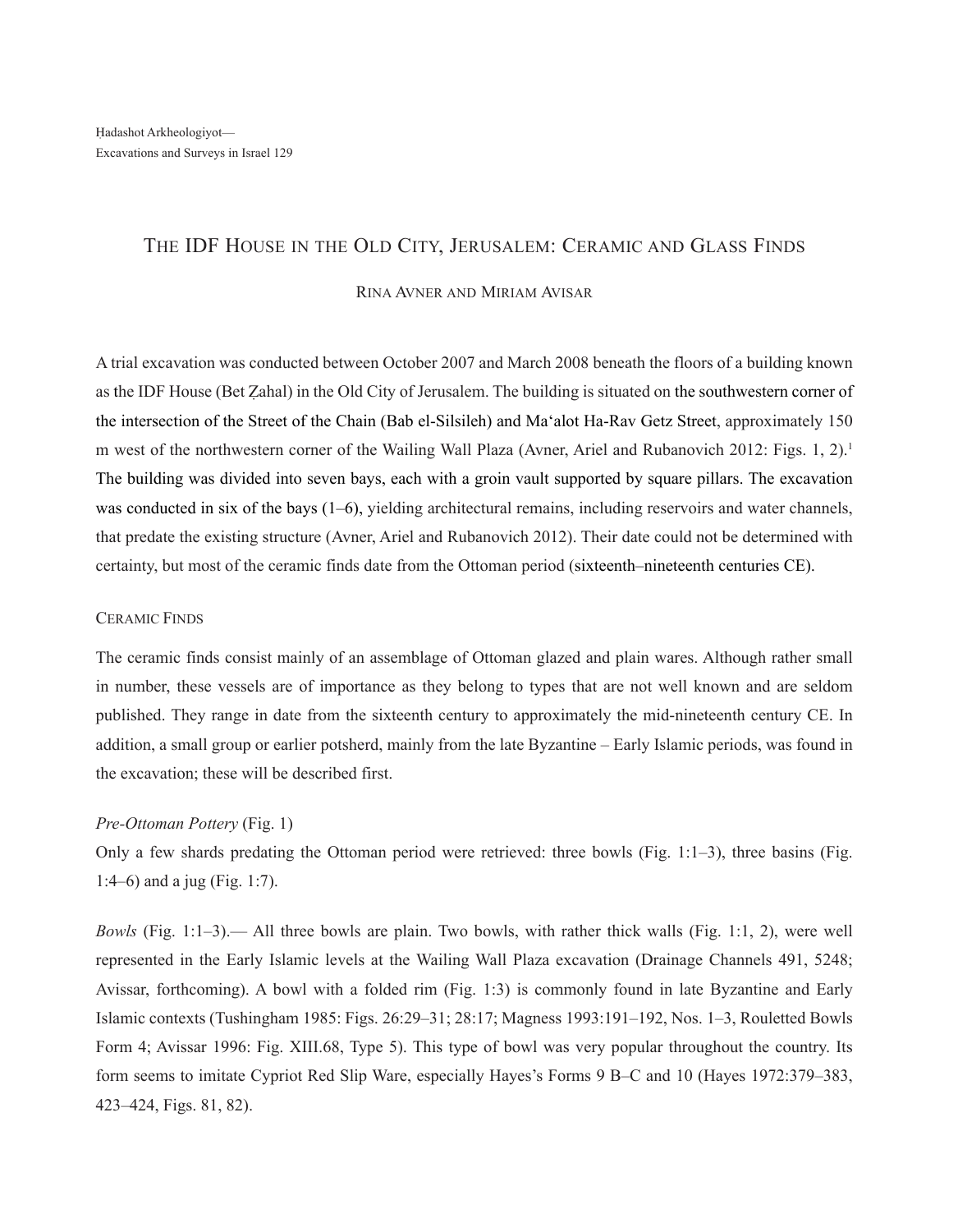Hadashot Arkheologiyot—
Excavations and Surveys in Israel 129

# The IDF House in the Old City, Jerusalem: Ceramic and Glass Finds

Rina Avner and Miriam Avisar

A trial excavation was conducted between October 2007 and March 2008 beneath the floors of a building known as the IDF House (Bet Ẓahal) in the Old City of Jerusalem. The building is situated on the southwestern corner of the intersection of the Street of the Chain (Bab el-Silsileh) and Ma‘alot Ha-Rav Getz Street, approximately 150 m west of the northwestern corner of the Wailing Wall Plaza (Avner, Ariel and Rubanovich 2012: Figs. 1, 2).[1] The building was divided into seven bays, each with a groin vault supported by square pillars. The excavation was conducted in six of the bays (1–6), yielding architectural remains, including reservoirs and water channels, that predate the existing structure (Avner, Ariel and Rubanovich 2012). Their date could not be determined with certainty, but most of the ceramic finds date from the Ottoman period (sixteenth–nineteenth centuries CE).

## Ceramic Finds

The ceramic finds consist mainly of an assemblage of Ottoman glazed and plain wares. Although rather small in number, these vessels are of importance as they belong to types that are not well known and are seldom published. They range in date from the sixteenth century to approximately the mid-nineteenth century CE. In addition, a small group or earlier potsherd, mainly from the late Byzantine – Early Islamic periods, was found in the excavation; these will be described first.

### *Pre-Ottoman Pottery* (Fig. 1)

Only a few shards predating the Ottoman period were retrieved: three bowls (Fig. 1:1–3), three basins (Fig. 1:4–6) and a jug (Fig. 1:7).

*Bowls* (Fig. 1:1–3).— All three bowls are plain. Two bowls, with rather thick walls (Fig. 1:1, 2), were well represented in the Early Islamic levels at the Wailing Wall Plaza excavation (Drainage Channels 491, 5248; Avissar, forthcoming). A bowl with a folded rim (Fig. 1:3) is commonly found in late Byzantine and Early Islamic contexts (Tushingham 1985: Figs. 26:29–31; 28:17; Magness 1993:191–192, Nos. 1–3, Rouletted Bowls Form 4; Avissar 1996: Fig. XIII.68, Type 5). This type of bowl was very popular throughout the country. Its form seems to imitate Cypriot Red Slip Ware, especially Hayes's Forms 9 B–C and 10 (Hayes 1972:379–383, 423–424, Figs. 81, 82).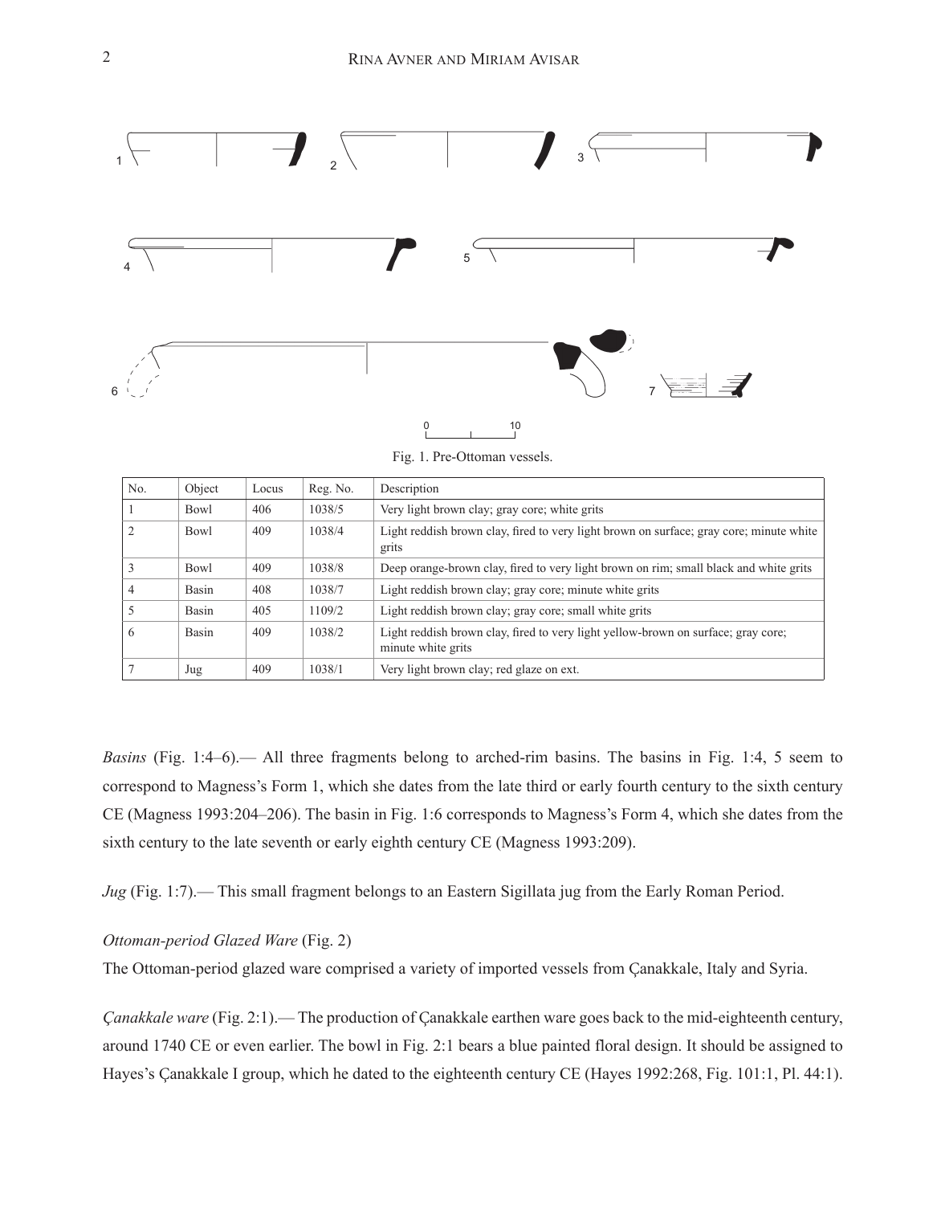Fig. 1. Pre-Ottoman vessels.

| No. | Object | Locus | Reg. No. | Description |
|---|---|---|---|---|
| 1 | Bowl | 406 | 1038/5 | Very light brown clay; gray core; white grits |
| 2 | Bowl | 409 | 1038/4 | Light reddish brown clay, fired to very light brown on surface; gray core; minute white grits |
| 3 | Bowl | 409 | 1038/8 | Deep orange-brown clay, fired to very light brown on rim; small black and white grits |
| 4 | Basin | 408 | 1038/7 | Light reddish brown clay; gray core; minute white grits |
| 5 | Basin | 405 | 1109/2 | Light reddish brown clay; gray core; small white grits |
| 6 | Basin | 409 | 1038/2 | Light reddish brown clay, fired to very light yellow-brown on surface; gray core; minute white grits |
| 7 | Jug | 409 | 1038/1 | Very light brown clay; red glaze on ext. |

*Basins* (Fig. 1:4–6).— All three fragments belong to arched-rim basins. The basins in Fig. 1:4, 5 seem to correspond to Magness's Form 1, which she dates from the late third or early fourth century to the sixth century CE (Magness 1993:204–206). The basin in Fig. 1:6 corresponds to Magness's Form 4, which she dates from the sixth century to the late seventh or early eighth century CE (Magness 1993:209).

*Jug* (Fig. 1:7).— This small fragment belongs to an Eastern Sigillata jug from the Early Roman Period.

*Ottoman-period Glazed Ware* (Fig. 2)

The Ottoman-period glazed ware comprised a variety of imported vessels from Çanakkale, Italy and Syria.

*Çanakkale ware* (Fig. 2:1).— The production of Çanakkale earthen ware goes back to the mid-eighteenth century, around 1740 CE or even earlier. The bowl in Fig. 2:1 bears a blue painted floral design. It should be assigned to Hayes's Çanakkale I group, which he dated to the eighteenth century CE (Hayes 1992:268, Fig. 101:1, Pl. 44:1).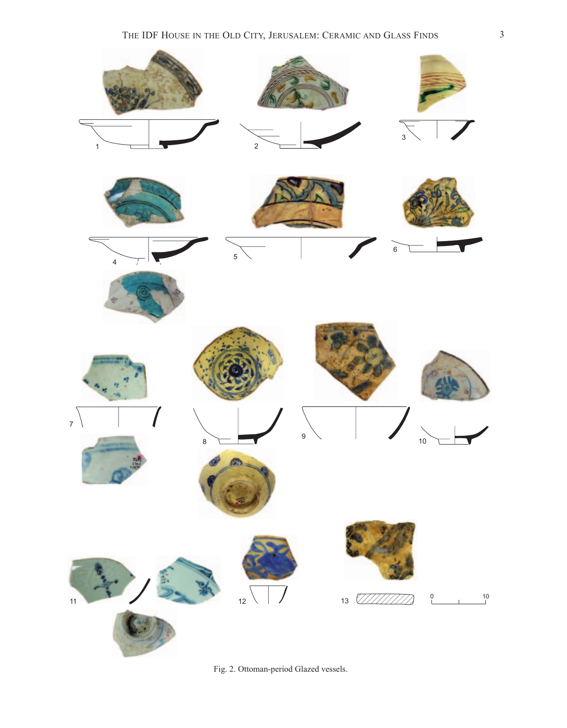Fig. 2. Ottoman-period Glazed vessels.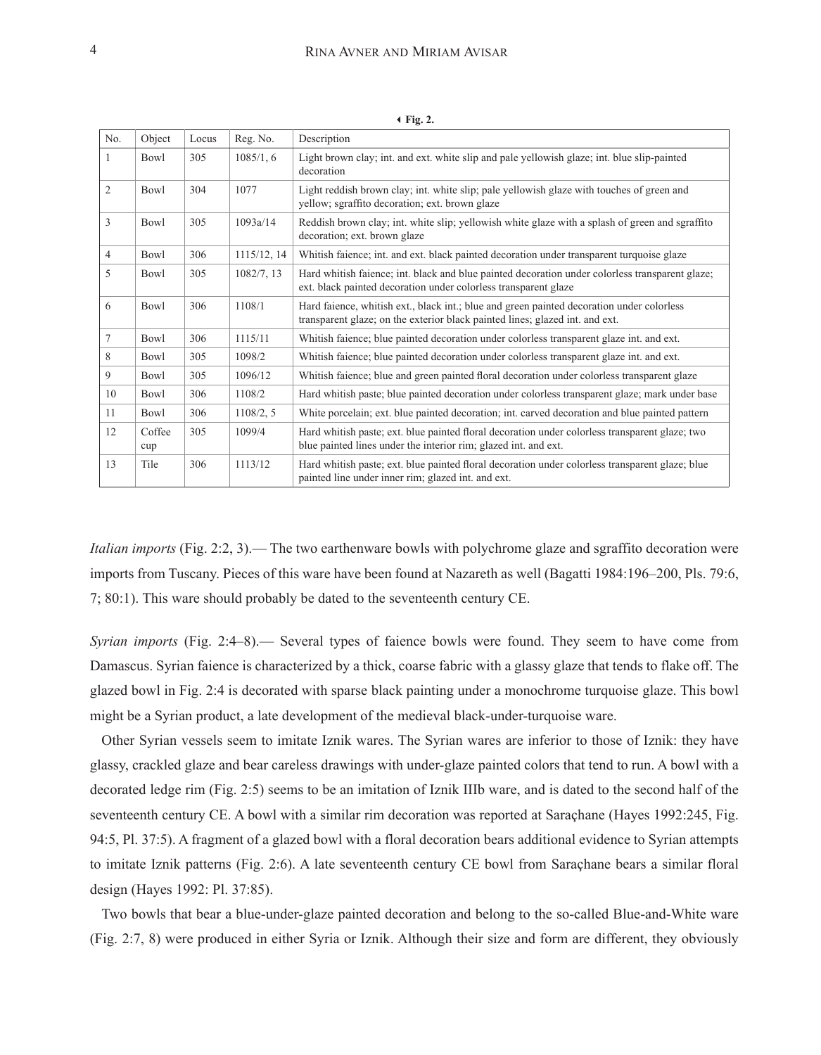◂ **Fig. 2.**

| No. | Object | Locus | Reg. No. | Description |
|---|---|---|---|---|
| 1 | Bowl | 305 | 1085/1, 6 | Light brown clay; int. and ext. white slip and pale yellowish glaze; int. blue slip-painted decoration |
| 2 | Bowl | 304 | 1077 | Light reddish brown clay; int. white slip; pale yellowish glaze with touches of green and yellow; sgraffito decoration; ext. brown glaze |
| 3 | Bowl | 305 | 1093a/14 | Reddish brown clay; int. white slip; yellowish white glaze with a splash of green and sgraffito decoration; ext. brown glaze |
| 4 | Bowl | 306 | 1115/12, 14 | Whitish faience; int. and ext. black painted decoration under transparent turquoise glaze |
| 5 | Bowl | 305 | 1082/7, 13 | Hard whitish faience; int. black and blue painted decoration under colorless transparent glaze; ext. black painted decoration under colorless transparent glaze |
| 6 | Bowl | 306 | 1108/1 | Hard faience, whitish ext., black int.; blue and green painted decoration under colorless transparent glaze; on the exterior black painted lines; glazed int. and ext. |
| 7 | Bowl | 306 | 1115/11 | Whitish faience; blue painted decoration under colorless transparent glaze int. and ext. |
| 8 | Bowl | 305 | 1098/2 | Whitish faience; blue painted decoration under colorless transparent glaze int. and ext. |
| 9 | Bowl | 305 | 1096/12 | Whitish faience; blue and green painted floral decoration under colorless transparent glaze |
| 10 | Bowl | 306 | 1108/2 | Hard whitish paste; blue painted decoration under colorless transparent glaze; mark under base |
| 11 | Bowl | 306 | 1108/2, 5 | White porcelain; ext. blue painted decoration; int. carved decoration and blue painted pattern |
| 12 | Coffee cup | 305 | 1099/4 | Hard whitish paste; ext. blue painted floral decoration under colorless transparent glaze; two blue painted lines under the interior rim; glazed int. and ext. |
| 13 | Tile | 306 | 1113/12 | Hard whitish paste; ext. blue painted floral decoration under colorless transparent glaze; blue painted line under inner rim; glazed int. and ext. |

*Italian imports* (Fig. 2:2, 3).— The two earthenware bowls with polychrome glaze and sgraffito decoration were imports from Tuscany. Pieces of this ware have been found at Nazareth as well (Bagatti 1984:196–200, Pls. 79:6, 7; 80:1). This ware should probably be dated to the seventeenth century CE.

*Syrian imports* (Fig. 2:4–8).— Several types of faience bowls were found. They seem to have come from Damascus. Syrian faience is characterized by a thick, coarse fabric with a glassy glaze that tends to flake off. The glazed bowl in Fig. 2:4 is decorated with sparse black painting under a monochrome turquoise glaze. This bowl might be a Syrian product, a late development of the medieval black-under-turquoise ware.

Other Syrian vessels seem to imitate Iznik wares. The Syrian wares are inferior to those of Iznik: they have glassy, crackled glaze and bear careless drawings with under-glaze painted colors that tend to run. A bowl with a decorated ledge rim (Fig. 2:5) seems to be an imitation of Iznik IIIb ware, and is dated to the second half of the seventeenth century CE. A bowl with a similar rim decoration was reported at Saraçhane (Hayes 1992:245, Fig. 94:5, Pl. 37:5). A fragment of a glazed bowl with a floral decoration bears additional evidence to Syrian attempts to imitate Iznik patterns (Fig. 2:6). A late seventeenth century CE bowl from Saraçhane bears a similar floral design (Hayes 1992: Pl. 37:85).

Two bowls that bear a blue-under-glaze painted decoration and belong to the so-called Blue-and-White ware (Fig. 2:7, 8) were produced in either Syria or Iznik. Although their size and form are different, they obviously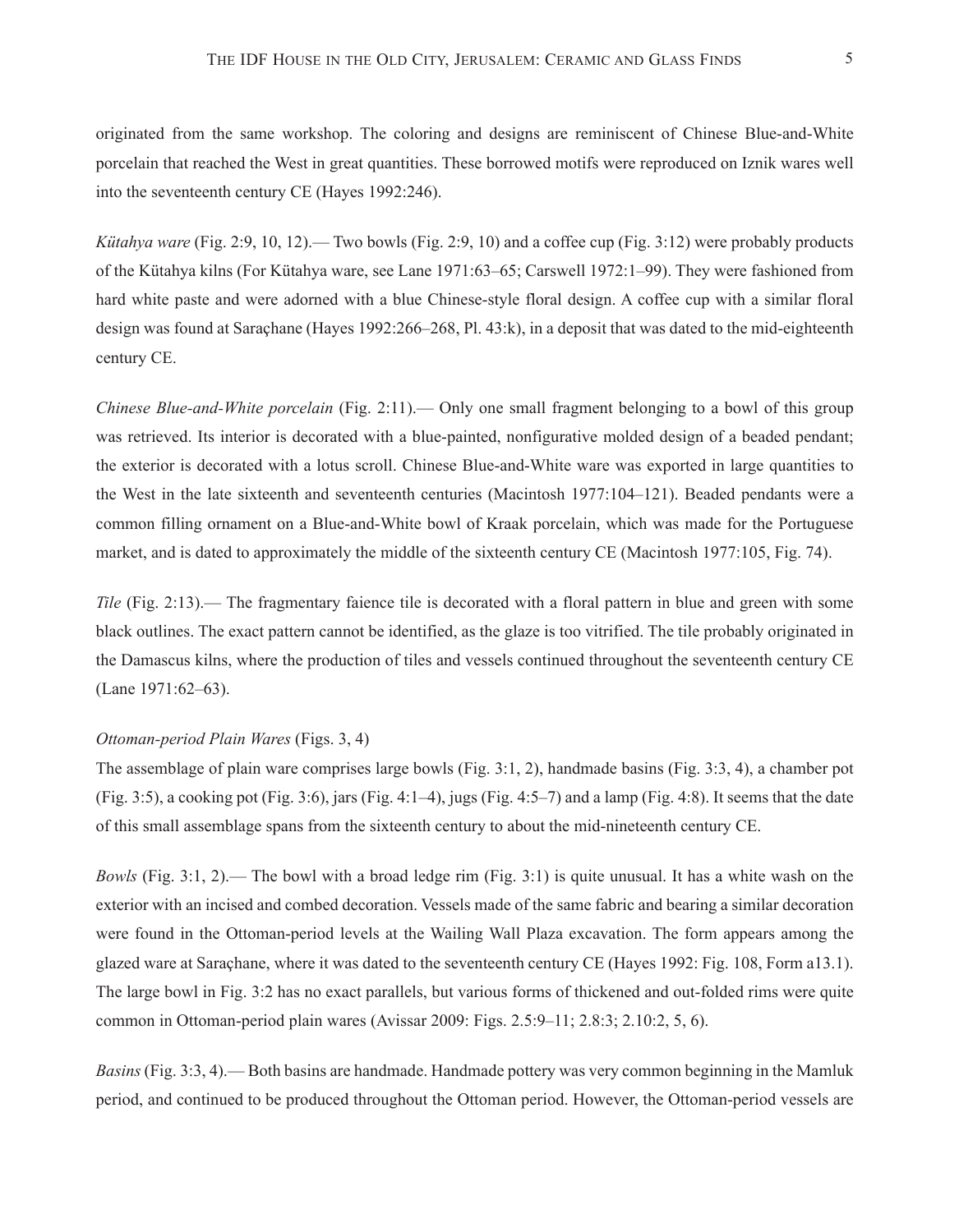originated from the same workshop. The coloring and designs are reminiscent of Chinese Blue-and-White porcelain that reached the West in great quantities. These borrowed motifs were reproduced on Iznik wares well into the seventeenth century CE (Hayes 1992:246).

*Kütahya ware* (Fig. 2:9, 10, 12).— Two bowls (Fig. 2:9, 10) and a coffee cup (Fig. 3:12) were probably products of the Kütahya kilns (For Kütahya ware, see Lane 1971:63–65; Carswell 1972:1–99). They were fashioned from hard white paste and were adorned with a blue Chinese-style floral design. A coffee cup with a similar floral design was found at Saraçhane (Hayes 1992:266–268, Pl. 43:k), in a deposit that was dated to the mid-eighteenth century CE.

*Chinese Blue-and-White porcelain* (Fig. 2:11).— Only one small fragment belonging to a bowl of this group was retrieved. Its interior is decorated with a blue-painted, nonfigurative molded design of a beaded pendant; the exterior is decorated with a lotus scroll. Chinese Blue-and-White ware was exported in large quantities to the West in the late sixteenth and seventeenth centuries (Macintosh 1977:104–121). Beaded pendants were a common filling ornament on a Blue-and-White bowl of Kraak porcelain, which was made for the Portuguese market, and is dated to approximately the middle of the sixteenth century CE (Macintosh 1977:105, Fig. 74).

*Tile* (Fig. 2:13).— The fragmentary faience tile is decorated with a floral pattern in blue and green with some black outlines. The exact pattern cannot be identified, as the glaze is too vitrified. The tile probably originated in the Damascus kilns, where the production of tiles and vessels continued throughout the seventeenth century CE (Lane 1971:62–63).

*Ottoman-period Plain Wares* (Figs. 3, 4)

The assemblage of plain ware comprises large bowls (Fig. 3:1, 2), handmade basins (Fig. 3:3, 4), a chamber pot (Fig. 3:5), a cooking pot (Fig. 3:6), jars (Fig. 4:1–4), jugs (Fig. 4:5–7) and a lamp (Fig. 4:8). It seems that the date of this small assemblage spans from the sixteenth century to about the mid-nineteenth century CE.

*Bowls* (Fig. 3:1, 2).— The bowl with a broad ledge rim (Fig. 3:1) is quite unusual. It has a white wash on the exterior with an incised and combed decoration. Vessels made of the same fabric and bearing a similar decoration were found in the Ottoman-period levels at the Wailing Wall Plaza excavation. The form appears among the glazed ware at Saraçhane, where it was dated to the seventeenth century CE (Hayes 1992: Fig. 108, Form a13.1). The large bowl in Fig. 3:2 has no exact parallels, but various forms of thickened and out-folded rims were quite common in Ottoman-period plain wares (Avissar 2009: Figs. 2.5:9–11; 2.8:3; 2.10:2, 5, 6).

*Basins* (Fig. 3:3, 4).— Both basins are handmade. Handmade pottery was very common beginning in the Mamluk period, and continued to be produced throughout the Ottoman period. However, the Ottoman-period vessels are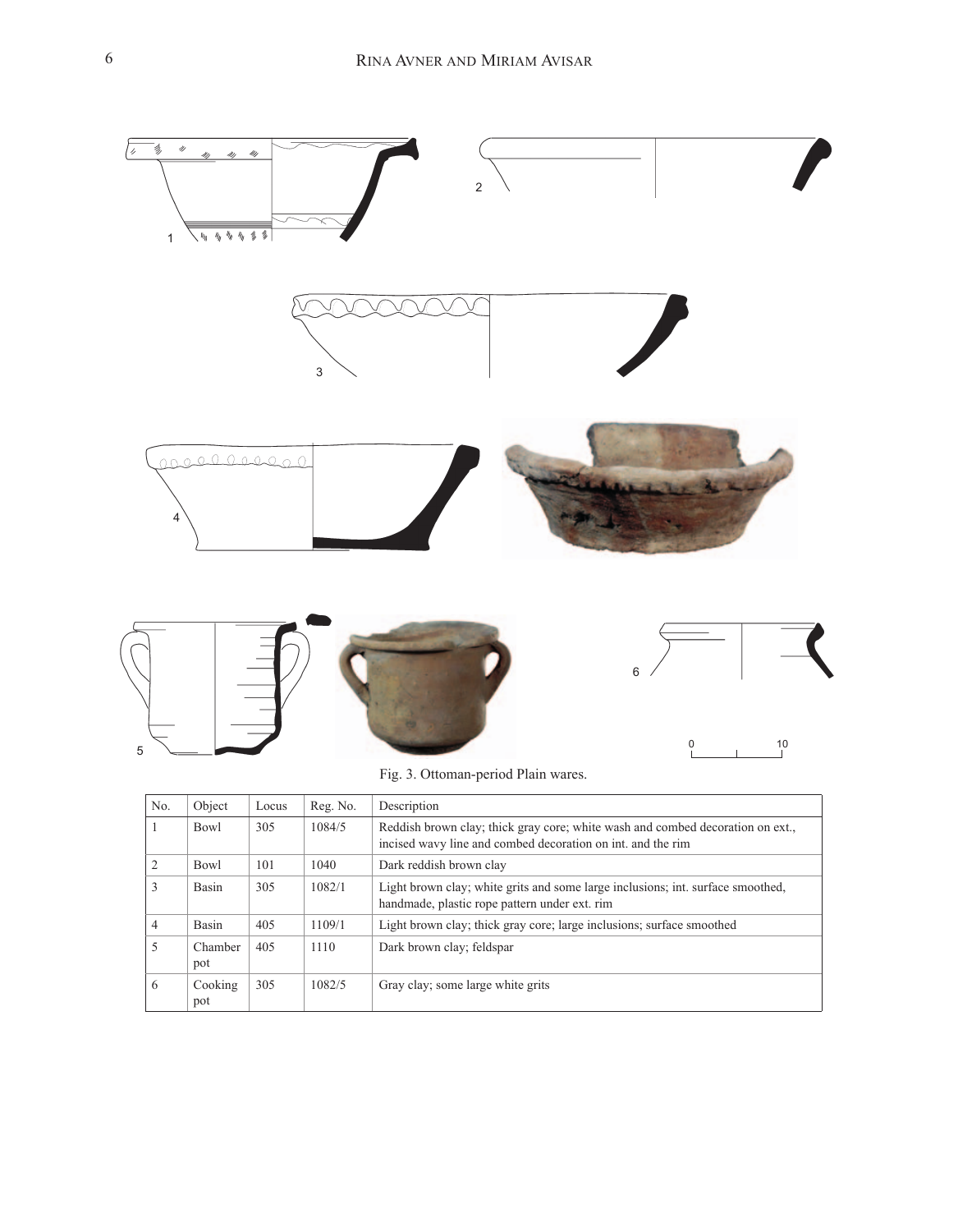Fig. 3. Ottoman-period Plain wares.

| No. | Object | Locus | Reg. No. | Description |
|---|---|---|---|---|
| 1 | Bowl | 305 | 1084/5 | Reddish brown clay; thick gray core; white wash and combed decoration on ext., incised wavy line and combed decoration on int. and the rim |
| 2 | Bowl | 101 | 1040 | Dark reddish brown clay |
| 3 | Basin | 305 | 1082/1 | Light brown clay; white grits and some large inclusions; int. surface smoothed, handmade, plastic rope pattern under ext. rim |
| 4 | Basin | 405 | 1109/1 | Light brown clay; thick gray core; large inclusions; surface smoothed |
| 5 | Chamber pot | 405 | 1110 | Dark brown clay; feldspar |
| 6 | Cooking pot | 305 | 1082/5 | Gray clay; some large white grits |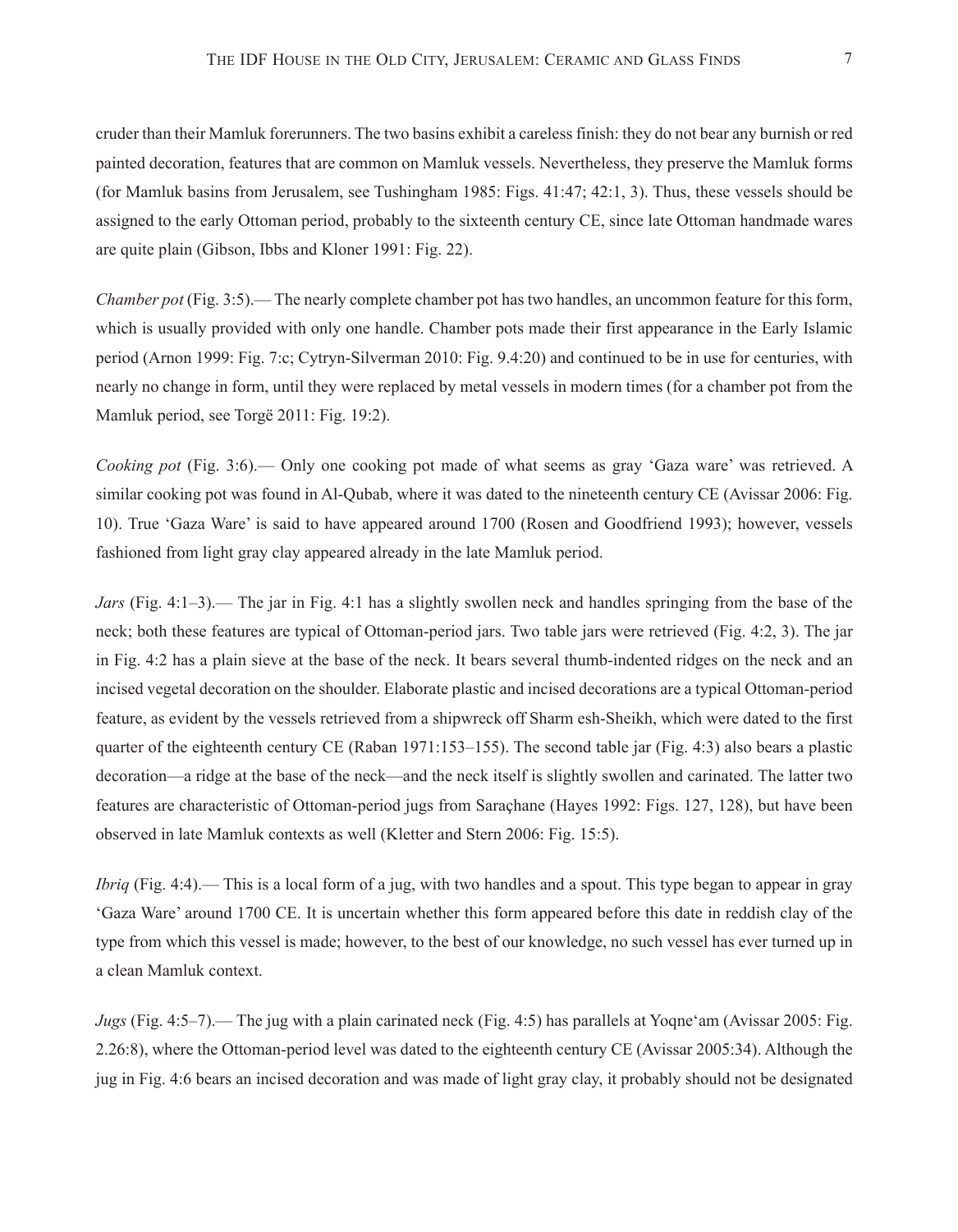cruder than their Mamluk forerunners. The two basins exhibit a careless finish: they do not bear any burnish or red painted decoration, features that are common on Mamluk vessels. Nevertheless, they preserve the Mamluk forms (for Mamluk basins from Jerusalem, see Tushingham 1985: Figs. 41:47; 42:1, 3). Thus, these vessels should be assigned to the early Ottoman period, probably to the sixteenth century CE, since late Ottoman handmade wares are quite plain (Gibson, Ibbs and Kloner 1991: Fig. 22).

*Chamber pot* (Fig. 3:5).— The nearly complete chamber pot has two handles, an uncommon feature for this form, which is usually provided with only one handle. Chamber pots made their first appearance in the Early Islamic period (Arnon 1999: Fig. 7:c; Cytryn-Silverman 2010: Fig. 9.4:20) and continued to be in use for centuries, with nearly no change in form, until they were replaced by metal vessels in modern times (for a chamber pot from the Mamluk period, see Torgë 2011: Fig. 19:2).

*Cooking pot* (Fig. 3:6).— Only one cooking pot made of what seems as gray 'Gaza ware' was retrieved. A similar cooking pot was found in Al-Qubab, where it was dated to the nineteenth century CE (Avissar 2006: Fig. 10). True 'Gaza Ware' is said to have appeared around 1700 (Rosen and Goodfriend 1993); however, vessels fashioned from light gray clay appeared already in the late Mamluk period.

*Jars* (Fig. 4:1–3).— The jar in Fig. 4:1 has a slightly swollen neck and handles springing from the base of the neck; both these features are typical of Ottoman-period jars. Two table jars were retrieved (Fig. 4:2, 3). The jar in Fig. 4:2 has a plain sieve at the base of the neck. It bears several thumb-indented ridges on the neck and an incised vegetal decoration on the shoulder. Elaborate plastic and incised decorations are a typical Ottoman-period feature, as evident by the vessels retrieved from a shipwreck off Sharm esh-Sheikh, which were dated to the first quarter of the eighteenth century CE (Raban 1971:153–155). The second table jar (Fig. 4:3) also bears a plastic decoration—a ridge at the base of the neck—and the neck itself is slightly swollen and carinated. The latter two features are characteristic of Ottoman-period jugs from Saraçhane (Hayes 1992: Figs. 127, 128), but have been observed in late Mamluk contexts as well (Kletter and Stern 2006: Fig. 15:5).

*Ibriq* (Fig. 4:4).— This is a local form of a jug, with two handles and a spout. This type began to appear in gray 'Gaza Ware' around 1700 CE. It is uncertain whether this form appeared before this date in reddish clay of the type from which this vessel is made; however, to the best of our knowledge, no such vessel has ever turned up in a clean Mamluk context.

*Jugs* (Fig. 4:5–7).— The jug with a plain carinated neck (Fig. 4:5) has parallels at Yoqne'am (Avissar 2005: Fig. 2.26:8), where the Ottoman-period level was dated to the eighteenth century CE (Avissar 2005:34). Although the jug in Fig. 4:6 bears an incised decoration and was made of light gray clay, it probably should not be designated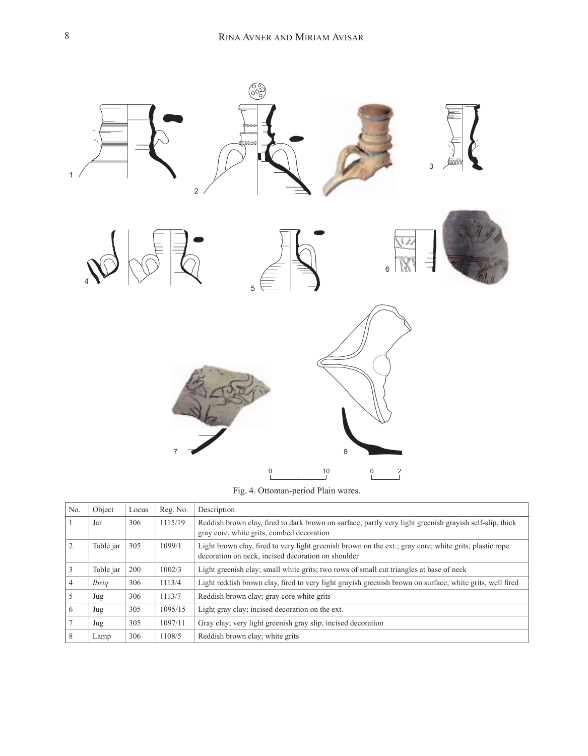Fig. 4. Ottoman-period Plain wares.

| No. | Object | Locus | Reg. No. | Description |
|---|---|---|---|---|
| 1 | Jar | 306 | 1115/19 | Reddish brown clay, fired to dark brown on surface; partly very light greenish grayish self-slip, thick gray core, white grits, combed decoration |
| 2 | Table jar | 305 | 1099/1 | Light brown clay, fired to very light greenish brown on the ext.; gray core; white grits; plastic rope decoration on neck, incised decoration on shoulder |
| 3 | Table jar | 200 | 1002/3 | Light greenish clay; small white grits; two rows of small cut triangles at base of neck |
| 4 | *Ibriq* | 306 | 1113/4 | Light reddish brown clay, fired to very light grayish greenish brown on surface; white grits, well fired |
| 5 | Jug | 306 | 1113/7 | Reddish brown clay; gray core white grits |
| 6 | Jug | 305 | 1095/15 | Light gray clay; incised decoration on the ext. |
| 7 | Jug | 305 | 1097/11 | Gray clay; very light greenish gray slip, incised decoration |
| 8 | Lamp | 306 | 1108/5 | Reddish brown clay; white grits |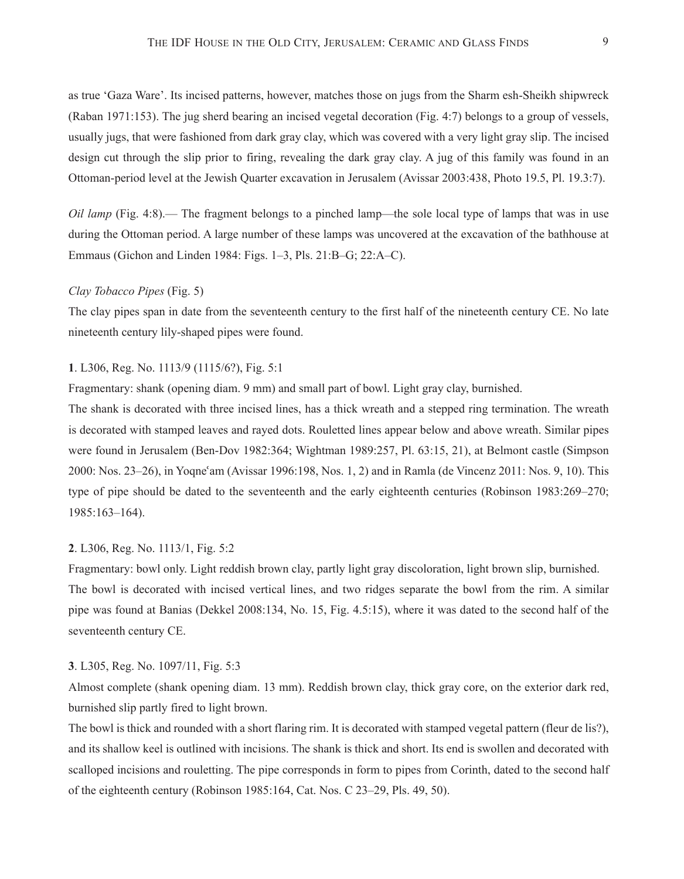as true 'Gaza Ware'. Its incised patterns, however, matches those on jugs from the Sharm esh-Sheikh shipwreck (Raban 1971:153). The jug sherd bearing an incised vegetal decoration (Fig. 4:7) belongs to a group of vessels, usually jugs, that were fashioned from dark gray clay, which was covered with a very light gray slip. The incised design cut through the slip prior to firing, revealing the dark gray clay. A jug of this family was found in an Ottoman-period level at the Jewish Quarter excavation in Jerusalem (Avissar 2003:438, Photo 19.5, Pl. 19.3:7).

*Oil lamp* (Fig. 4:8).— The fragment belongs to a pinched lamp—the sole local type of lamps that was in use during the Ottoman period. A large number of these lamps was uncovered at the excavation of the bathhouse at Emmaus (Gichon and Linden 1984: Figs. 1–3, Pls. 21:B–G; 22:A–C).

*Clay Tobacco Pipes* (Fig. 5)

The clay pipes span in date from the seventeenth century to the first half of the nineteenth century CE. No late nineteenth century lily-shaped pipes were found.

**1**. L306, Reg. No. 1113/9 (1115/6?), Fig. 5:1

Fragmentary: shank (opening diam. 9 mm) and small part of bowl. Light gray clay, burnished.

The shank is decorated with three incised lines, has a thick wreath and a stepped ring termination. The wreath is decorated with stamped leaves and rayed dots. Rouletted lines appear below and above wreath. Similar pipes were found in Jerusalem (Ben-Dov 1982:364; Wightman 1989:257, Pl. 63:15, 21), at Belmont castle (Simpson 2000: Nos. 23–26), in Yoqneʻam (Avissar 1996:198, Nos. 1, 2) and in Ramla (de Vincenz 2011: Nos. 9, 10). This type of pipe should be dated to the seventeenth and the early eighteenth centuries (Robinson 1983:269–270; 1985:163–164).

**2**. L306, Reg. No. 1113/1, Fig. 5:2

Fragmentary: bowl only. Light reddish brown clay, partly light gray discoloration, light brown slip, burnished.

The bowl is decorated with incised vertical lines, and two ridges separate the bowl from the rim. A similar pipe was found at Banias (Dekkel 2008:134, No. 15, Fig. 4.5:15), where it was dated to the second half of the seventeenth century CE.

**3**. L305, Reg. No. 1097/11, Fig. 5:3

Almost complete (shank opening diam. 13 mm). Reddish brown clay, thick gray core, on the exterior dark red, burnished slip partly fired to light brown.

The bowl is thick and rounded with a short flaring rim. It is decorated with stamped vegetal pattern (fleur de lis?), and its shallow keel is outlined with incisions. The shank is thick and short. Its end is swollen and decorated with scalloped incisions and rouletting. The pipe corresponds in form to pipes from Corinth, dated to the second half of the eighteenth century (Robinson 1985:164, Cat. Nos. C 23–29, Pls. 49, 50).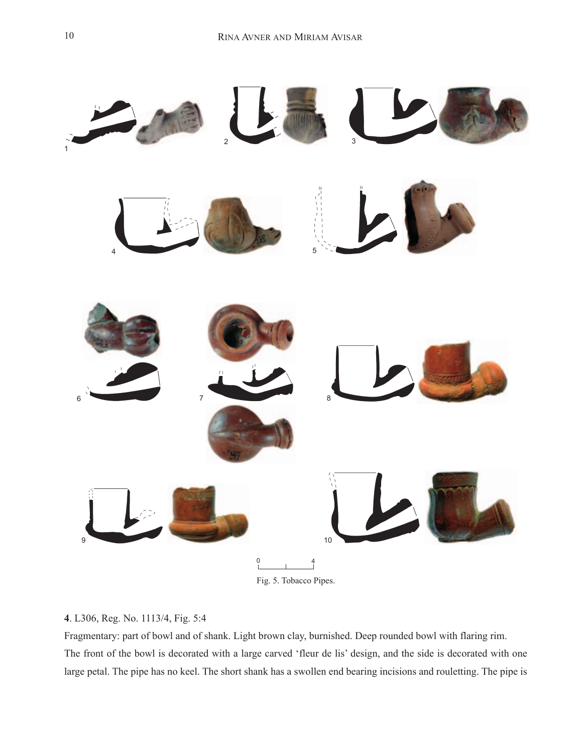Fig. 5. Tobacco Pipes.

**4**. L306, Reg. No. 1113/4, Fig. 5:4

Fragmentary: part of bowl and of shank. Light brown clay, burnished. Deep rounded bowl with flaring rim. The front of the bowl is decorated with a large carved 'fleur de lis' design, and the side is decorated with one large petal. The pipe has no keel. The short shank has a swollen end bearing incisions and rouletting. The pipe is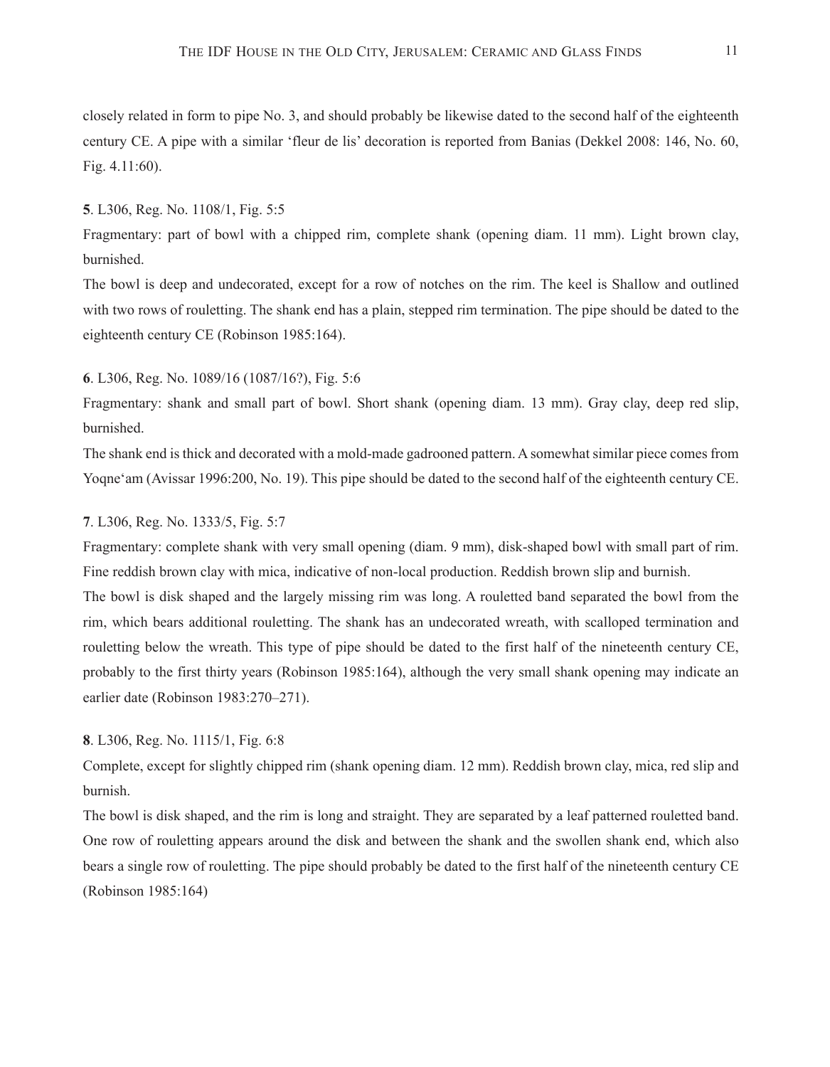closely related in form to pipe No. 3, and should probably be likewise dated to the second half of the eighteenth century CE. A pipe with a similar 'fleur de lis' decoration is reported from Banias (Dekkel 2008: 146, No. 60, Fig. 4.11:60).

**5**. L306, Reg. No. 1108/1, Fig. 5:5

Fragmentary: part of bowl with a chipped rim, complete shank (opening diam. 11 mm). Light brown clay, burnished.

The bowl is deep and undecorated, except for a row of notches on the rim. The keel is Shallow and outlined with two rows of rouletting. The shank end has a plain, stepped rim termination. The pipe should be dated to the eighteenth century CE (Robinson 1985:164).

**6**. L306, Reg. No. 1089/16 (1087/16?), Fig. 5:6

Fragmentary: shank and small part of bowl. Short shank (opening diam. 13 mm). Gray clay, deep red slip, burnished.

The shank end is thick and decorated with a mold-made gadrooned pattern. A somewhat similar piece comes from Yoqne'am (Avissar 1996:200, No. 19). This pipe should be dated to the second half of the eighteenth century CE.

**7**. L306, Reg. No. 1333/5, Fig. 5:7

Fragmentary: complete shank with very small opening (diam. 9 mm), disk-shaped bowl with small part of rim. Fine reddish brown clay with mica, indicative of non-local production. Reddish brown slip and burnish.

The bowl is disk shaped and the largely missing rim was long. A rouletted band separated the bowl from the rim, which bears additional rouletting. The shank has an undecorated wreath, with scalloped termination and rouletting below the wreath. This type of pipe should be dated to the first half of the nineteenth century CE, probably to the first thirty years (Robinson 1985:164), although the very small shank opening may indicate an earlier date (Robinson 1983:270–271).

**8**. L306, Reg. No. 1115/1, Fig. 6:8

Complete, except for slightly chipped rim (shank opening diam. 12 mm). Reddish brown clay, mica, red slip and burnish.

The bowl is disk shaped, and the rim is long and straight. They are separated by a leaf patterned rouletted band. One row of rouletting appears around the disk and between the shank and the swollen shank end, which also bears a single row of rouletting. The pipe should probably be dated to the first half of the nineteenth century CE (Robinson 1985:164)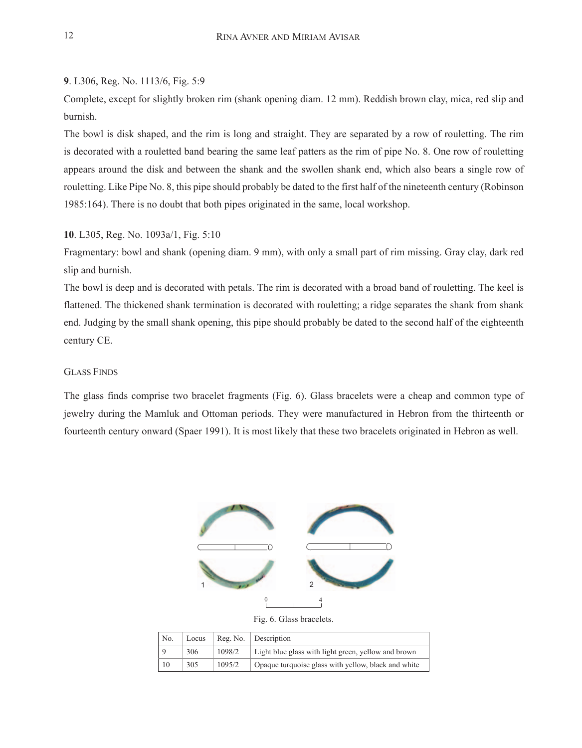**9**. L306, Reg. No. 1113/6, Fig. 5:9

Complete, except for slightly broken rim (shank opening diam. 12 mm). Reddish brown clay, mica, red slip and burnish.

The bowl is disk shaped, and the rim is long and straight. They are separated by a row of rouletting. The rim is decorated with a rouletted band bearing the same leaf patters as the rim of pipe No. 8. One row of rouletting appears around the disk and between the shank and the swollen shank end, which also bears a single row of rouletting. Like Pipe No. 8, this pipe should probably be dated to the first half of the nineteenth century (Robinson 1985:164). There is no doubt that both pipes originated in the same, local workshop.

**10**. L305, Reg. No. 1093a/1, Fig. 5:10

Fragmentary: bowl and shank (opening diam. 9 mm), with only a small part of rim missing. Gray clay, dark red slip and burnish.

The bowl is deep and is decorated with petals. The rim is decorated with a broad band of rouletting. The keel is flattened. The thickened shank termination is decorated with rouletting; a ridge separates the shank from shank end. Judging by the small shank opening, this pipe should probably be dated to the second half of the eighteenth century CE.

## Glass Finds

The glass finds comprise two bracelet fragments (Fig. 6). Glass bracelets were a cheap and common type of jewelry during the Mamluk and Ottoman periods. They were manufactured in Hebron from the thirteenth or fourteenth century onward (Spaer 1991). It is most likely that these two bracelets originated in Hebron as well.

Fig. 6. Glass bracelets.

| No. | Locus | Reg. No. | Description |
|---|---|---|---|
| 9 | 306 | 1098/2 | Light blue glass with light green, yellow and brown |
| 10 | 305 | 1095/2 | Opaque turquoise glass with yellow, black and white |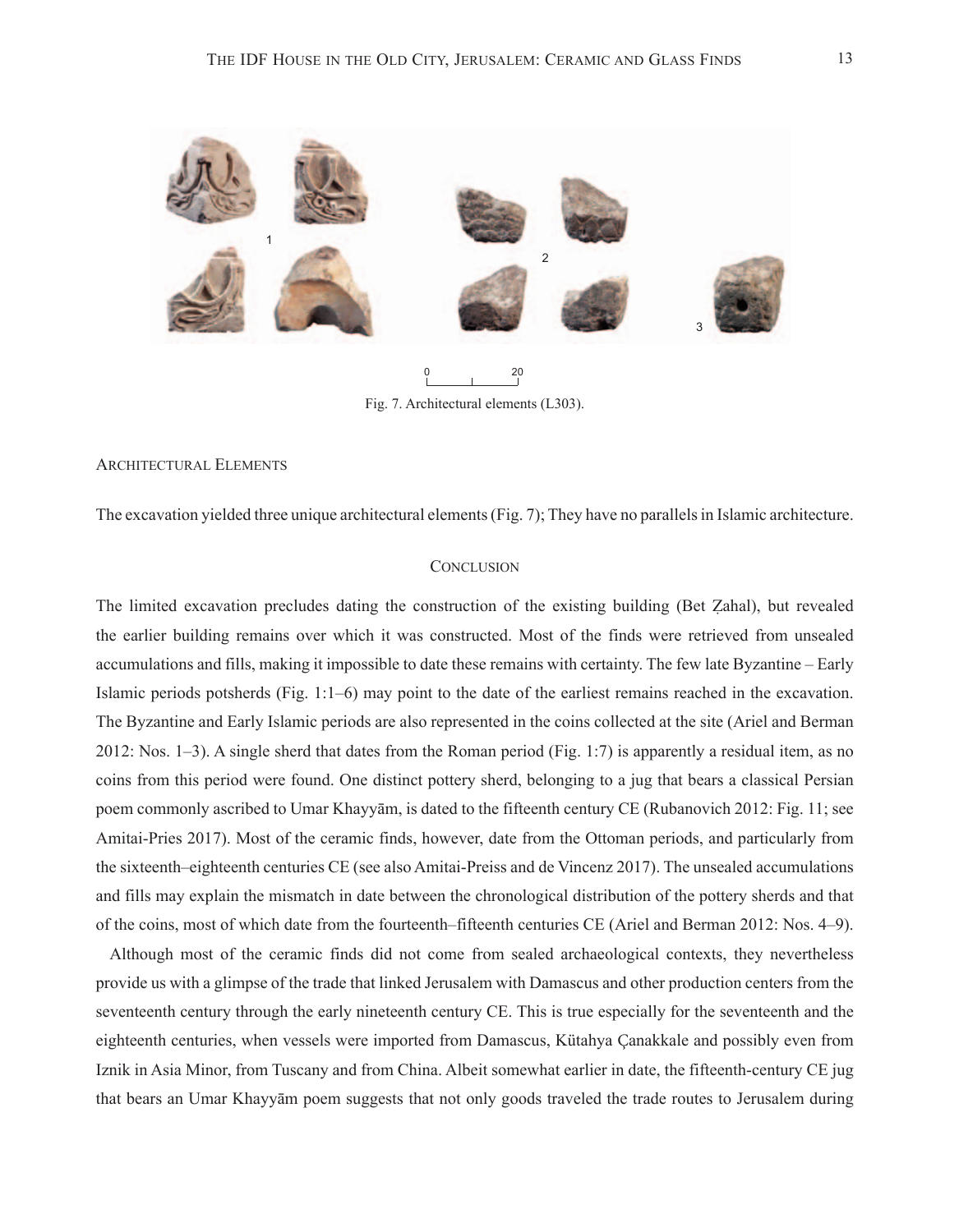Fig. 7. Architectural elements (L303).

## Architectural Elements

The excavation yielded three unique architectural elements (Fig. 7); They have no parallels in Islamic architecture.

## Conclusion

The limited excavation precludes dating the construction of the existing building (Bet Ẓahal), but revealed the earlier building remains over which it was constructed. Most of the finds were retrieved from unsealed accumulations and fills, making it impossible to date these remains with certainty. The few late Byzantine – Early Islamic periods potsherds (Fig. 1:1–6) may point to the date of the earliest remains reached in the excavation. The Byzantine and Early Islamic periods are also represented in the coins collected at the site (Ariel and Berman 2012: Nos. 1–3). A single sherd that dates from the Roman period (Fig. 1:7) is apparently a residual item, as no coins from this period were found. One distinct pottery sherd, belonging to a jug that bears a classical Persian poem commonly ascribed to Umar Khayyām, is dated to the fifteenth century CE (Rubanovich 2012: Fig. 11; see Amitai-Pries 2017). Most of the ceramic finds, however, date from the Ottoman periods, and particularly from the sixteenth–eighteenth centuries CE (see also Amitai-Preiss and de Vincenz 2017). The unsealed accumulations and fills may explain the mismatch in date between the chronological distribution of the pottery sherds and that of the coins, most of which date from the fourteenth–fifteenth centuries CE (Ariel and Berman 2012: Nos. 4–9).

Although most of the ceramic finds did not come from sealed archaeological contexts, they nevertheless provide us with a glimpse of the trade that linked Jerusalem with Damascus and other production centers from the seventeenth century through the early nineteenth century CE. This is true especially for the seventeenth and the eighteenth centuries, when vessels were imported from Damascus, Kütahya Çanakkale and possibly even from Iznik in Asia Minor, from Tuscany and from China. Albeit somewhat earlier in date, the fifteenth-century CE jug that bears an Umar Khayyām poem suggests that not only goods traveled the trade routes to Jerusalem during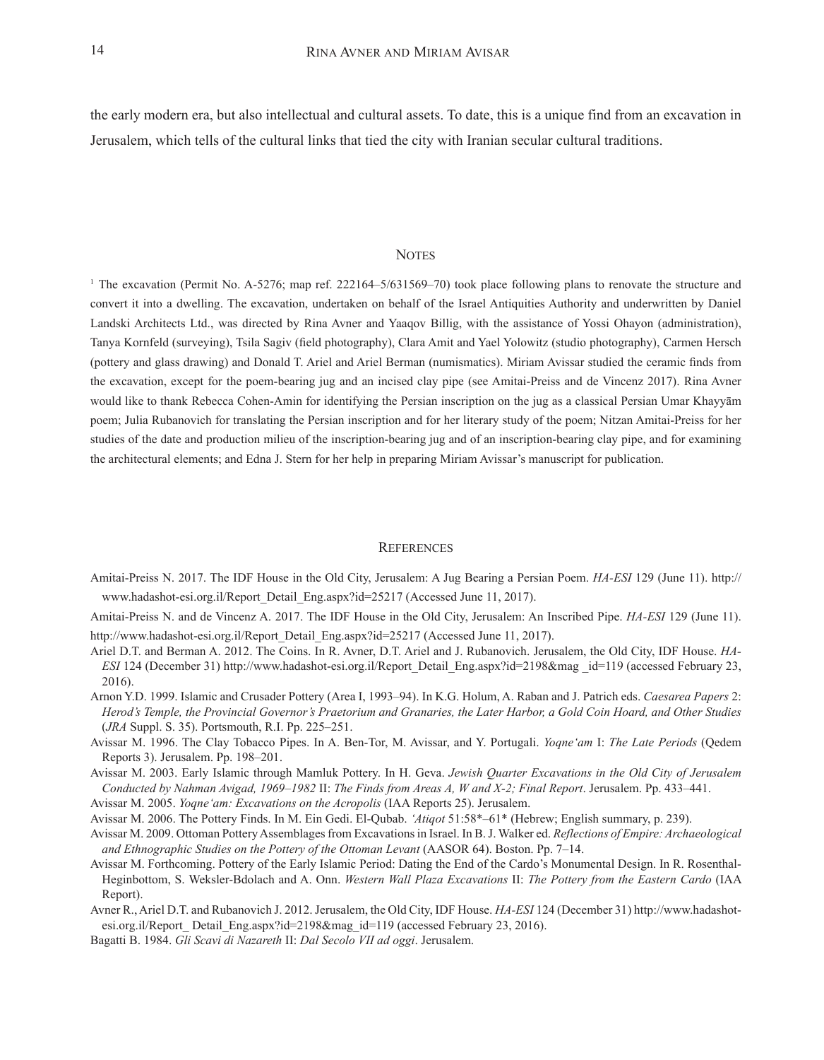the early modern era, but also intellectual and cultural assets. To date, this is a unique find from an excavation in Jerusalem, which tells of the cultural links that tied the city with Iranian secular cultural traditions.

## Notes

[1] The excavation (Permit No. A-5276; map ref. 222164–5/631569–70) took place following plans to renovate the structure and convert it into a dwelling. The excavation, undertaken on behalf of the Israel Antiquities Authority and underwritten by Daniel Landski Architects Ltd., was directed by Rina Avner and Yaaqov Billig, with the assistance of Yossi Ohayon (administration), Tanya Kornfeld (surveying), Tsila Sagiv (field photography), Clara Amit and Yael Yolowitz (studio photography), Carmen Hersch (pottery and glass drawing) and Donald T. Ariel and Ariel Berman (numismatics). Miriam Avissar studied the ceramic finds from the excavation, except for the poem-bearing jug and an incised clay pipe (see Amitai-Preiss and de Vincenz 2017). Rina Avner would like to thank Rebecca Cohen-Amin for identifying the Persian inscription on the jug as a classical Persian Umar Khayyām poem; Julia Rubanovich for translating the Persian inscription and for her literary study of the poem; Nitzan Amitai-Preiss for her studies of the date and production milieu of the inscription-bearing jug and of an inscription-bearing clay pipe, and for examining the architectural elements; and Edna J. Stern for her help in preparing Miriam Avissar's manuscript for publication.

## References

Amitai-Preiss N. 2017. The IDF House in the Old City, Jerusalem: A Jug Bearing a Persian Poem. *HA-ESI* 129 (June 11). http://www.hadashot-esi.org.il/Report_Detail_Eng.aspx?id=25217 (Accessed June 11, 2017).

Amitai-Preiss N. and de Vincenz A. 2017. The IDF House in the Old City, Jerusalem: An Inscribed Pipe. *HA-ESI* 129 (June 11). http://www.hadashot-esi.org.il/Report_Detail_Eng.aspx?id=25217 (Accessed June 11, 2017).

Ariel D.T. and Berman A. 2012. The Coins. In R. Avner, D.T. Ariel and J. Rubanovich. Jerusalem, the Old City, IDF House. *HA-ESI* 124 (December 31) http://www.hadashot-esi.org.il/Report_Detail_Eng.aspx?id=2198&mag _id=119 (accessed February 23, 2016).

Arnon Y.D. 1999. Islamic and Crusader Pottery (Area I, 1993–94). In K.G. Holum, A. Raban and J. Patrich eds. *Caesarea Papers* 2: *Herod's Temple, the Provincial Governor's Praetorium and Granaries, the Later Harbor, a Gold Coin Hoard, and Other Studies* (*JRA* Suppl. S. 35). Portsmouth, R.I. Pp. 225–251.

Avissar M. 1996. The Clay Tobacco Pipes. In A. Ben-Tor, M. Avissar, and Y. Portugali. *Yoqne'am* I: *The Late Periods* (Qedem Reports 3). Jerusalem. Pp. 198–201.

Avissar M. 2003. Early Islamic through Mamluk Pottery. In H. Geva. *Jewish Quarter Excavations in the Old City of Jerusalem Conducted by Nahman Avigad, 1969–1982* II: *The Finds from Areas A, W and X-2; Final Report*. Jerusalem. Pp. 433–441.

Avissar M. 2005. *Yoqne'am: Excavations on the Acropolis* (IAA Reports 25). Jerusalem.

Avissar M. 2006. The Pottery Finds. In M. Ein Gedi. El-Qubab. *'Atiqot* 51:58\*–61\* (Hebrew; English summary, p. 239).

Avissar M. 2009. Ottoman Pottery Assemblages from Excavations in Israel. In B. J. Walker ed. *Reflections of Empire: Archaeological and Ethnographic Studies on the Pottery of the Ottoman Levant* (AASOR 64). Boston. Pp. 7–14.

Avissar M. Forthcoming. Pottery of the Early Islamic Period: Dating the End of the Cardo's Monumental Design. In R. Rosenthal-Heginbottom, S. Weksler-Bdolach and A. Onn. *Western Wall Plaza Excavations* II: *The Pottery from the Eastern Cardo* (IAA Report).

Avner R., Ariel D.T. and Rubanovich J. 2012. Jerusalem, the Old City, IDF House. *HA-ESI* 124 (December 31) http://www.hadashot-esi.org.il/Report_ Detail_Eng.aspx?id=2198&mag_id=119 (accessed February 23, 2016).

Bagatti B. 1984. *Gli Scavi di Nazareth* II: *Dal Secolo VII ad oggi*. Jerusalem.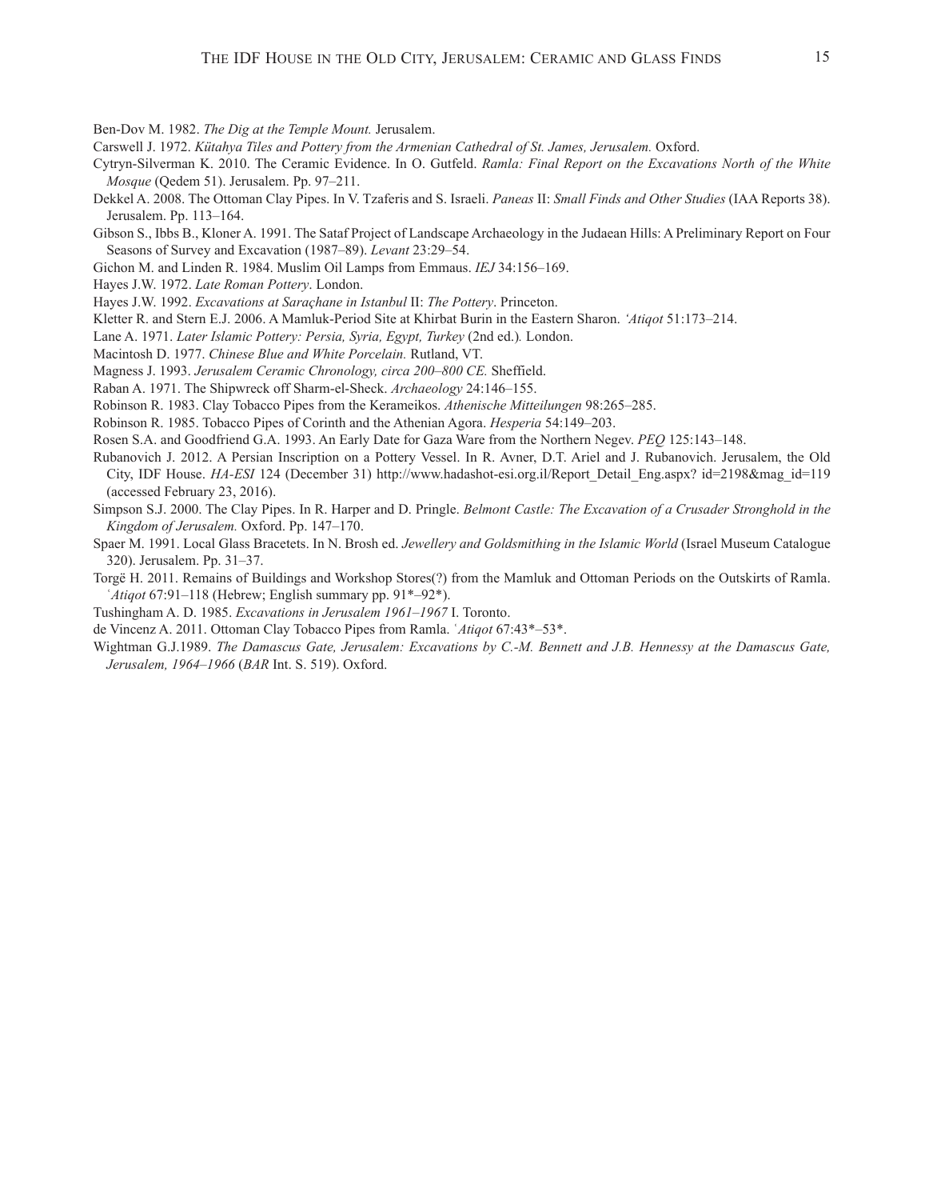Ben-Dov M. 1982. *The Dig at the Temple Mount.* Jerusalem.

Carswell J. 1972. *Kütahya Tiles and Pottery from the Armenian Cathedral of St. James, Jerusalem.* Oxford.

Cytryn-Silverman K. 2010. The Ceramic Evidence. In O. Gutfeld. *Ramla: Final Report on the Excavations North of the White Mosque* (Qedem 51). Jerusalem. Pp. 97–211.

Dekkel A. 2008. The Ottoman Clay Pipes. In V. Tzaferis and S. Israeli. *Paneas* II: *Small Finds and Other Studies* (IAA Reports 38). Jerusalem. Pp. 113–164.

Gibson S., Ibbs B., Kloner A. 1991. The Sataf Project of Landscape Archaeology in the Judaean Hills: A Preliminary Report on Four Seasons of Survey and Excavation (1987–89). *Levant* 23:29–54.

Gichon M. and Linden R. 1984. Muslim Oil Lamps from Emmaus. *IEJ* 34:156–169.

Hayes J.W. 1972. *Late Roman Pottery*. London.

Hayes J.W. 1992. *Excavations at Saraçhane in Istanbul* II: *The Pottery*. Princeton.

Kletter R. and Stern E.J. 2006. A Mamluk-Period Site at Khirbat Burin in the Eastern Sharon. *'Atiqot* 51:173–214.

Lane A. 1971. *Later Islamic Pottery: Persia, Syria, Egypt, Turkey* (2nd ed.)*.* London.

Macintosh D. 1977. *Chinese Blue and White Porcelain.* Rutland, VT.

Magness J. 1993. *Jerusalem Ceramic Chronology, circa 200–800 CE.* Sheffield.

Raban A. 1971. The Shipwreck off Sharm-el-Sheck. *Archaeology* 24:146–155.

Robinson R. 1983. Clay Tobacco Pipes from the Kerameikos. *Athenische Mitteilungen* 98:265–285.

Robinson R. 1985. Tobacco Pipes of Corinth and the Athenian Agora. *Hesperia* 54:149–203.

Rosen S.A. and Goodfriend G.A. 1993. An Early Date for Gaza Ware from the Northern Negev. *PEQ* 125:143–148.

Rubanovich J. 2012. A Persian Inscription on a Pottery Vessel. In R. Avner, D.T. Ariel and J. Rubanovich. Jerusalem, the Old City, IDF House. *HA-ESI* 124 (December 31) http://www.hadashot-esi.org.il/Report_Detail_Eng.aspx? id=2198&mag_id=119 (accessed February 23, 2016).

Simpson S.J. 2000. The Clay Pipes. In R. Harper and D. Pringle. *Belmont Castle: The Excavation of a Crusader Stronghold in the Kingdom of Jerusalem.* Oxford. Pp. 147–170.

Spaer M. 1991. Local Glass Bracetets. In N. Brosh ed. *Jewellery and Goldsmithing in the Islamic World* (Israel Museum Catalogue 320). Jerusalem. Pp. 31–37.

Torgë H. 2011. Remains of Buildings and Workshop Stores(?) from the Mamluk and Ottoman Periods on the Outskirts of Ramla. *ʿAtiqot* 67:91–118 (Hebrew; English summary pp. 91*–92*).

Tushingham A. D. 1985. *Excavations in Jerusalem 1961–1967* I. Toronto.

de Vincenz A. 2011. Ottoman Clay Tobacco Pipes from Ramla. *ʿAtiqot* 67:43*–53*.

Wightman G.J.1989. *The Damascus Gate, Jerusalem: Excavations by C.-M. Bennett and J.B. Hennessy at the Damascus Gate, Jerusalem, 1964–1966* (*BAR* Int. S. 519). Oxford.